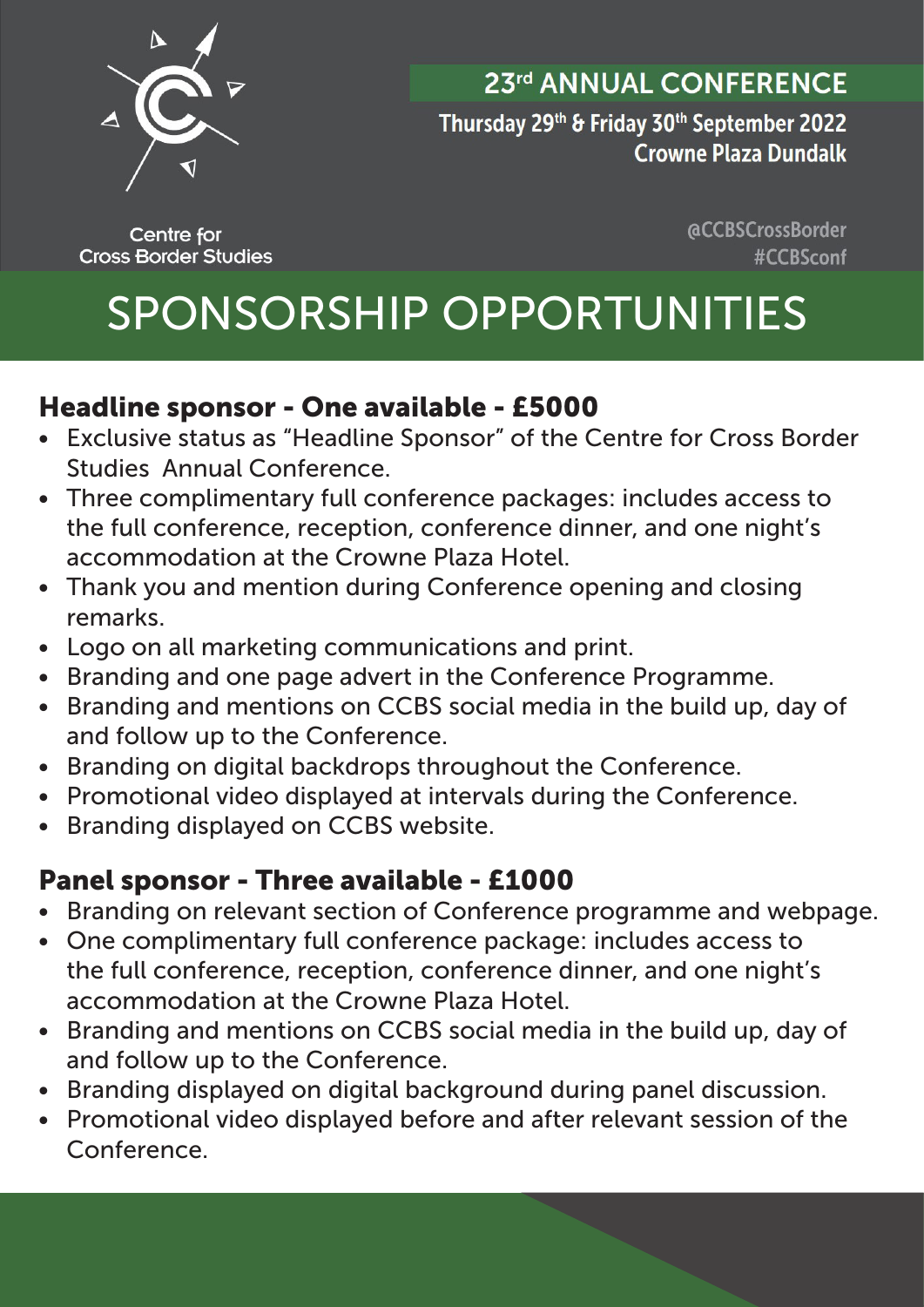Centre for Cross Border Studies

23rd ANNUAL CONFERENCE

Thursday 29th & Friday 30th September 2022
Crowne Plaza Dundalk

@CCBSCrossBorder
#CCBSconf

# SPONSORSHIP OPPORTUNITIES

## Headline sponsor - One available - £5000

- Exclusive status as "Headline Sponsor" of the Centre for Cross Border Studies Annual Conference.
- Three complimentary full conference packages: includes access to the full conference, reception, conference dinner, and one night's accommodation at the Crowne Plaza Hotel.
- Thank you and mention during Conference opening and closing remarks.
- Logo on all marketing communications and print.
- Branding and one page advert in the Conference Programme.
- Branding and mentions on CCBS social media in the build up, day of and follow up to the Conference.
- Branding on digital backdrops throughout the Conference.
- Promotional video displayed at intervals during the Conference.
- Branding displayed on CCBS website.

## Panel sponsor - Three available - £1000

- Branding on relevant section of Conference programme and webpage.
- One complimentary full conference package: includes access to the full conference, reception, conference dinner, and one night's accommodation at the Crowne Plaza Hotel.
- Branding and mentions on CCBS social media in the build up, day of and follow up to the Conference.
- Branding displayed on digital background during panel discussion.
- Promotional video displayed before and after relevant session of the Conference.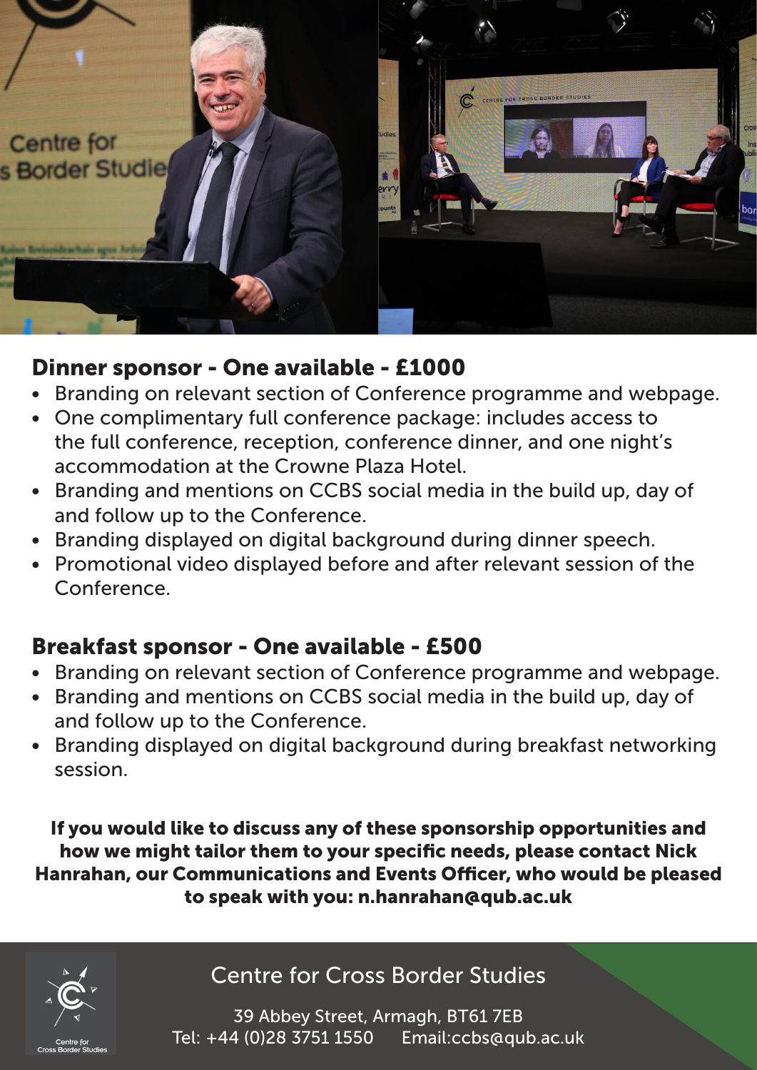## Dinner sponsor - One available - £1000

- Branding on relevant section of Conference programme and webpage.
- One complimentary full conference package: includes access to the full conference, reception, conference dinner, and one night's accommodation at the Crowne Plaza Hotel.
- Branding and mentions on CCBS social media in the build up, day of and follow up to the Conference.
- Branding displayed on digital background during dinner speech.
- Promotional video displayed before and after relevant session of the Conference.

## Breakfast sponsor - One available - £500

- Branding on relevant section of Conference programme and webpage.
- Branding and mentions on CCBS social media in the build up, day of and follow up to the Conference.
- Branding displayed on digital background during breakfast networking session.

**If you would like to discuss any of these sponsorship opportunities and how we might tailor them to your specific needs, please contact Nick Hanrahan, our Communications and Events Officer, who would be pleased to speak with you: n.hanrahan@qub.ac.uk**

Centre for Cross Border Studies

39 Abbey Street, Armagh, BT61 7EB
Tel: +44 (0)28 3751 1550 Email:ccbs@qub.ac.uk